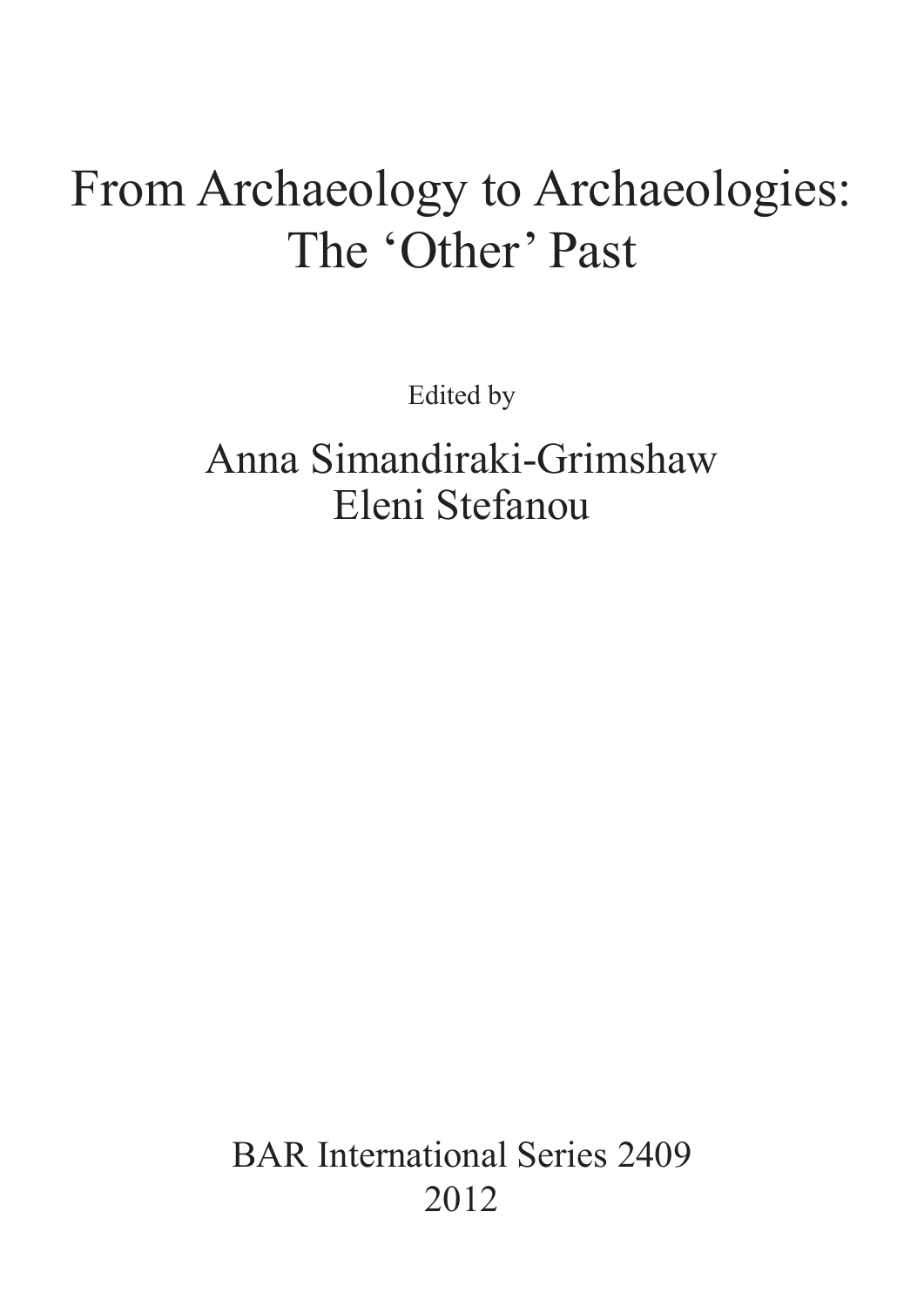# From Archaeology to Archaeologies: The 'Other' Past

Edited by

Anna Simandiraki-Grimshaw
Eleni Stefanou

BAR International Series 2409
2012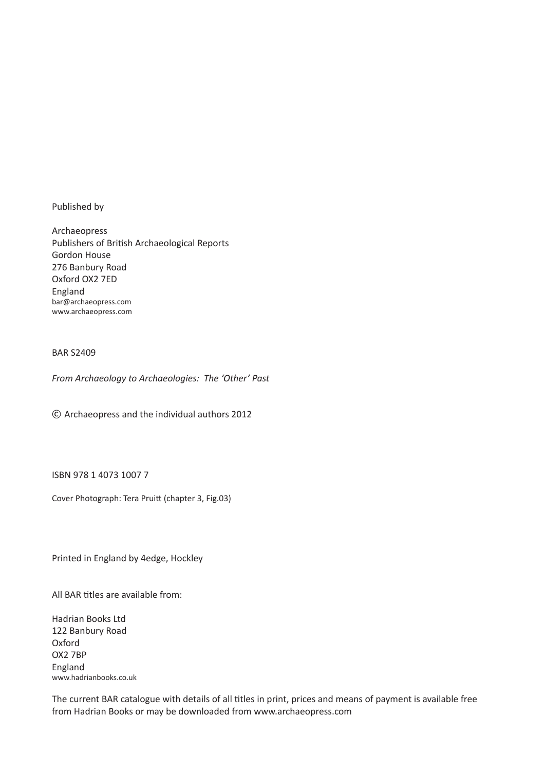Published by

Archaeopress
Publishers of British Archaeological Reports
Gordon House
276 Banbury Road
Oxford OX2 7ED
England
bar@archaeopress.com
www.archaeopress.com

BAR S2409

*From Archaeology to Archaeologies: The 'Other' Past*

© Archaeopress and the individual authors 2012

ISBN 978 1 4073 1007 7

Cover Photograph: Tera Pruitt (chapter 3, Fig.03)

Printed in England by 4edge, Hockley

All BAR titles are available from:

Hadrian Books Ltd
122 Banbury Road
Oxford
OX2 7BP
England
www.hadrianbooks.co.uk

The current BAR catalogue with details of all titles in print, prices and means of payment is available free from Hadrian Books or may be downloaded from www.archaeopress.com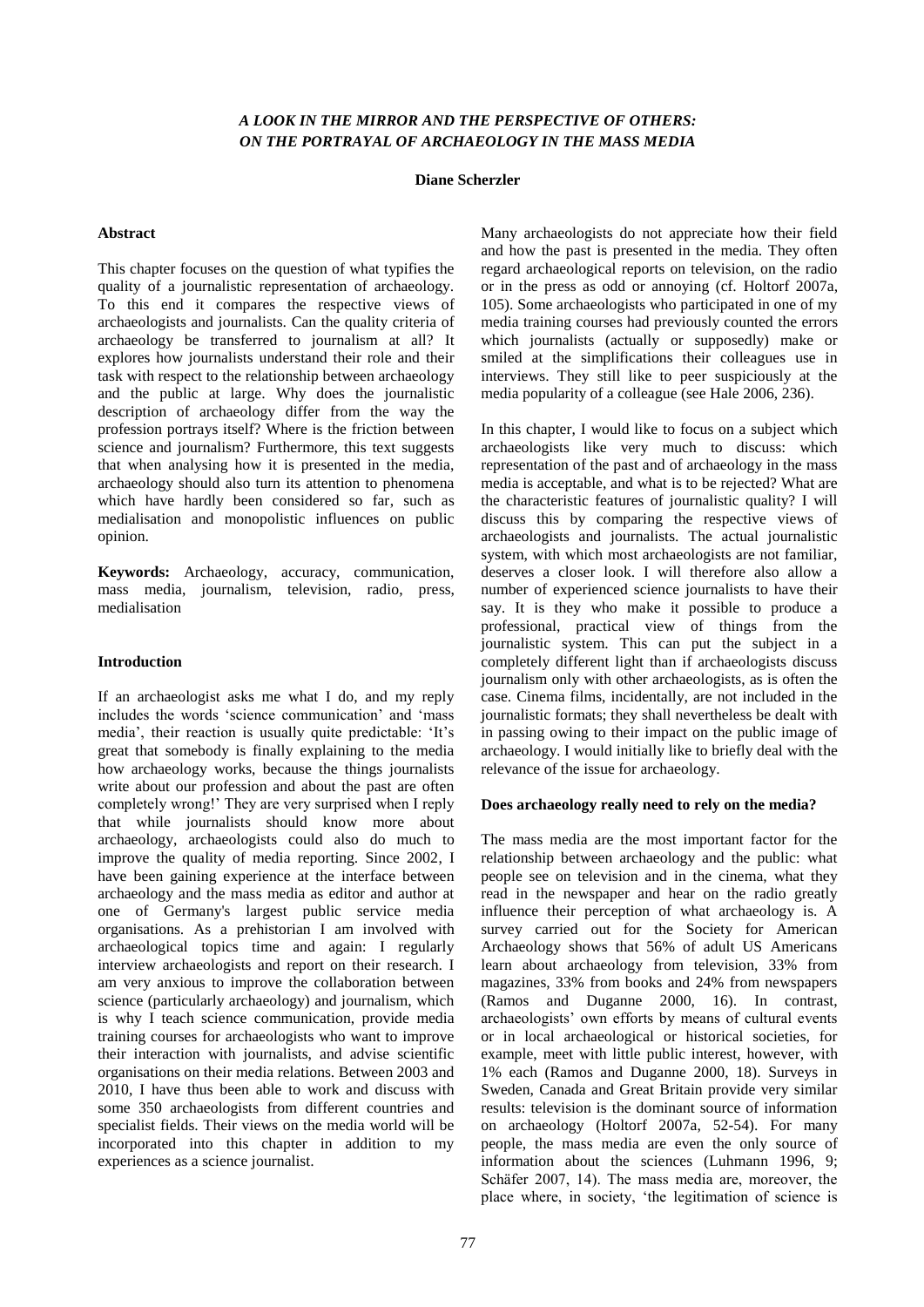*A LOOK IN THE MIRROR AND THE PERSPECTIVE OF OTHERS: ON THE PORTRAYAL OF ARCHAEOLOGY IN THE MASS MEDIA*

**Diane Scherzler**

**Abstract**

This chapter focuses on the question of what typifies the quality of a journalistic representation of archaeology. To this end it compares the respective views of archaeologists and journalists. Can the quality criteria of archaeology be transferred to journalism at all? It explores how journalists understand their role and their task with respect to the relationship between archaeology and the public at large. Why does the journalistic description of archaeology differ from the way the profession portrays itself? Where is the friction between science and journalism? Furthermore, this text suggests that when analysing how it is presented in the media, archaeology should also turn its attention to phenomena which have hardly been considered so far, such as medialisation and monopolistic influences on public opinion.

**Keywords:** Archaeology, accuracy, communication, mass media, journalism, television, radio, press, medialisation

**Introduction**

If an archaeologist asks me what I do, and my reply includes the words 'science communication' and 'mass media', their reaction is usually quite predictable: 'It's great that somebody is finally explaining to the media how archaeology works, because the things journalists write about our profession and about the past are often completely wrong!' They are very surprised when I reply that while journalists should know more about archaeology, archaeologists could also do much to improve the quality of media reporting. Since 2002, I have been gaining experience at the interface between archaeology and the mass media as editor and author at one of Germany's largest public service media organisations. As a prehistorian I am involved with archaeological topics time and again: I regularly interview archaeologists and report on their research. I am very anxious to improve the collaboration between science (particularly archaeology) and journalism, which is why I teach science communication, provide media training courses for archaeologists who want to improve their interaction with journalists, and advise scientific organisations on their media relations. Between 2003 and 2010, I have thus been able to work and discuss with some 350 archaeologists from different countries and specialist fields. Their views on the media world will be incorporated into this chapter in addition to my experiences as a science journalist.

Many archaeologists do not appreciate how their field and how the past is presented in the media. They often regard archaeological reports on television, on the radio or in the press as odd or annoying (cf. Holtorf 2007a, 105). Some archaeologists who participated in one of my media training courses had previously counted the errors which journalists (actually or supposedly) make or smiled at the simplifications their colleagues use in interviews. They still like to peer suspiciously at the media popularity of a colleague (see Hale 2006, 236).

In this chapter, I would like to focus on a subject which archaeologists like very much to discuss: which representation of the past and of archaeology in the mass media is acceptable, and what is to be rejected? What are the characteristic features of journalistic quality? I will discuss this by comparing the respective views of archaeologists and journalists. The actual journalistic system, with which most archaeologists are not familiar, deserves a closer look. I will therefore also allow a number of experienced science journalists to have their say. It is they who make it possible to produce a professional, practical view of things from the journalistic system. This can put the subject in a completely different light than if archaeologists discuss journalism only with other archaeologists, as is often the case. Cinema films, incidentally, are not included in the journalistic formats; they shall nevertheless be dealt with in passing owing to their impact on the public image of archaeology. I would initially like to briefly deal with the relevance of the issue for archaeology.

**Does archaeology really need to rely on the media?**

The mass media are the most important factor for the relationship between archaeology and the public: what people see on television and in the cinema, what they read in the newspaper and hear on the radio greatly influence their perception of what archaeology is. A survey carried out for the Society for American Archaeology shows that 56% of adult US Americans learn about archaeology from television, 33% from magazines, 33% from books and 24% from newspapers (Ramos and Duganne 2000, 16). In contrast, archaeologists' own efforts by means of cultural events or in local archaeological or historical societies, for example, meet with little public interest, however, with 1% each (Ramos and Duganne 2000, 18). Surveys in Sweden, Canada and Great Britain provide very similar results: television is the dominant source of information on archaeology (Holtorf 2007a, 52-54). For many people, the mass media are even the only source of information about the sciences (Luhmann 1996, 9; Schäfer 2007, 14). The mass media are, moreover, the place where, in society, 'the legitimation of science is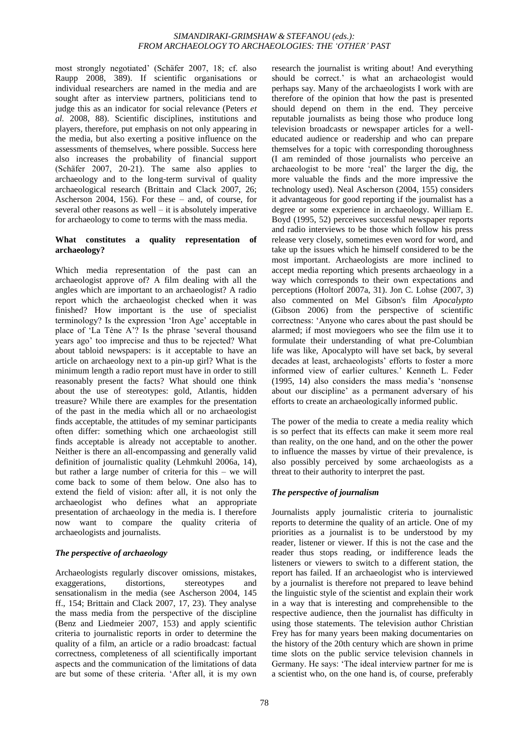most strongly negotiated' (Schäfer 2007, 18; cf. also Raupp 2008, 389). If scientific organisations or individual researchers are named in the media and are sought after as interview partners, politicians tend to judge this as an indicator for social relevance (Peters *et al.* 2008, 88). Scientific disciplines, institutions and players, therefore, put emphasis on not only appearing in the media, but also exerting a positive influence on the assessments of themselves, where possible. Success here also increases the probability of financial support (Schäfer 2007, 20-21). The same also applies to archaeology and to the long-term survival of quality archaeological research (Brittain and Clack 2007, 26; Ascherson 2004, 156). For these – and, of course, for several other reasons as well – it is absolutely imperative for archaeology to come to terms with the mass media.

## What constitutes a quality representation of archaeology?

Which media representation of the past can an archaeologist approve of? A film dealing with all the angles which are important to an archaeologist? A radio report which the archaeologist checked when it was finished? How important is the use of specialist terminology? Is the expression 'Iron Age' acceptable in place of 'La Tène A'? Is the phrase 'several thousand years ago' too imprecise and thus to be rejected? What about tabloid newspapers: is it acceptable to have an article on archaeology next to a pin-up girl? What is the minimum length a radio report must have in order to still reasonably present the facts? What should one think about the use of stereotypes: gold, Atlantis, hidden treasure? While there are examples for the presentation of the past in the media which all or no archaeologist finds acceptable, the attitudes of my seminar participants often differ: something which one archaeologist still finds acceptable is already not acceptable to another. Neither is there an all-encompassing and generally valid definition of journalistic quality (Lehmkuhl 2006a, 14), but rather a large number of criteria for this – we will come back to some of them below. One also has to extend the field of vision: after all, it is not only the archaeologist who defines what an appropriate presentation of archaeology in the media is. I therefore now want to compare the quality criteria of archaeologists and journalists.

### *The perspective of archaeology*

Archaeologists regularly discover omissions, mistakes, exaggerations, distortions, stereotypes and sensationalism in the media (see Ascherson 2004, 145 ff., 154; Brittain and Clack 2007, 17, 23). They analyse the mass media from the perspective of the discipline (Benz and Liedmeier 2007, 153) and apply scientific criteria to journalistic reports in order to determine the quality of a film, an article or a radio broadcast: factual correctness, completeness of all scientifically important aspects and the communication of the limitations of data are but some of these criteria. 'After all, it is my own research the journalist is writing about! And everything should be correct.' is what an archaeologist would perhaps say. Many of the archaeologists I work with are therefore of the opinion that how the past is presented should depend on them in the end. They perceive reputable journalists as being those who produce long television broadcasts or newspaper articles for a well-educated audience or readership and who can prepare themselves for a topic with corresponding thoroughness (I am reminded of those journalists who perceive an archaeologist to be more 'real' the larger the dig, the more valuable the finds and the more impressive the technology used). Neal Ascherson (2004, 155) considers it advantageous for good reporting if the journalist has a degree or some experience in archaeology. William E. Boyd (1995, 52) perceives successful newspaper reports and radio interviews to be those which follow his press release very closely, sometimes even word for word, and take up the issues which he himself considered to be the most important. Archaeologists are more inclined to accept media reporting which presents archaeology in a way which corresponds to their own expectations and perceptions (Holtorf 2007a, 31). Jon C. Lohse (2007, 3) also commented on Mel Gibson's film *Apocalypto* (Gibson 2006) from the perspective of scientific correctness: 'Anyone who cares about the past should be alarmed; if most moviegoers who see the film use it to formulate their understanding of what pre-Columbian life was like, Apocalypto will have set back, by several decades at least, archaeologists' efforts to foster a more informed view of earlier cultures.' Kenneth L. Feder (1995, 14) also considers the mass media's 'nonsense about our discipline' as a permanent adversary of his efforts to create an archaeologically informed public.

The power of the media to create a media reality which is so perfect that its effects can make it seem more real than reality, on the one hand, and on the other the power to influence the masses by virtue of their prevalence, is also possibly perceived by some archaeologists as a threat to their authority to interpret the past.

### *The perspective of journalism*

Journalists apply journalistic criteria to journalistic reports to determine the quality of an article. One of my priorities as a journalist is to be understood by my reader, listener or viewer. If this is not the case and the reader thus stops reading, or indifference leads the listeners or viewers to switch to a different station, the report has failed. If an archaeologist who is interviewed by a journalist is therefore not prepared to leave behind the linguistic style of the scientist and explain their work in a way that is interesting and comprehensible to the respective audience, then the journalist has difficulty in using those statements. The television author Christian Frey has for many years been making documentaries on the history of the 20th century which are shown in prime time slots on the public service television channels in Germany. He says: 'The ideal interview partner for me is a scientist who, on the one hand is, of course, preferably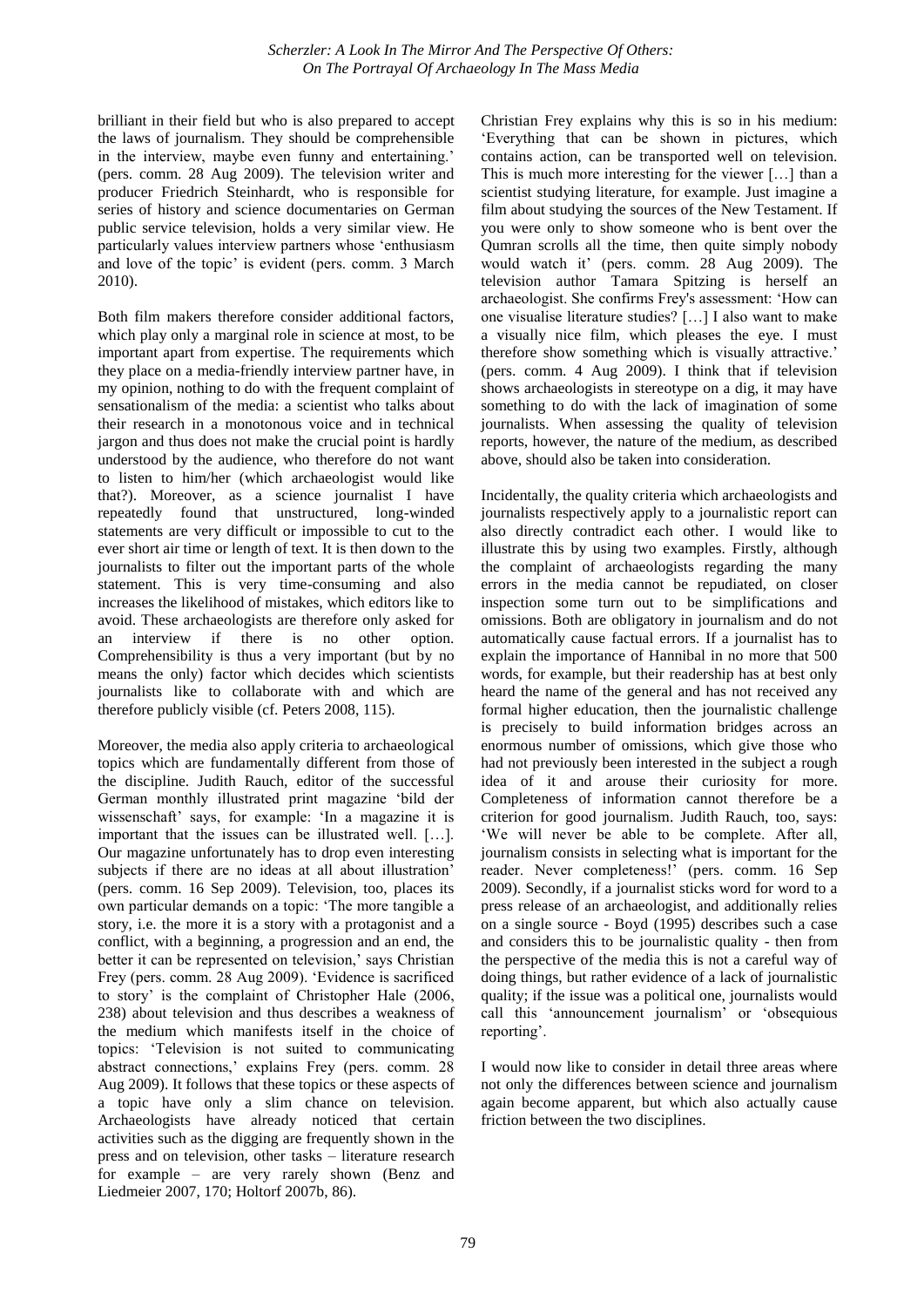brilliant in their field but who is also prepared to accept the laws of journalism. They should be comprehensible in the interview, maybe even funny and entertaining.' (pers. comm. 28 Aug 2009). The television writer and producer Friedrich Steinhardt, who is responsible for series of history and science documentaries on German public service television, holds a very similar view. He particularly values interview partners whose 'enthusiasm and love of the topic' is evident (pers. comm. 3 March 2010).

Both film makers therefore consider additional factors, which play only a marginal role in science at most, to be important apart from expertise. The requirements which they place on a media-friendly interview partner have, in my opinion, nothing to do with the frequent complaint of sensationalism of the media: a scientist who talks about their research in a monotonous voice and in technical jargon and thus does not make the crucial point is hardly understood by the audience, who therefore do not want to listen to him/her (which archaeologist would like that?). Moreover, as a science journalist I have repeatedly found that unstructured, long-winded statements are very difficult or impossible to cut to the ever short air time or length of text. It is then down to the journalists to filter out the important parts of the whole statement. This is very time-consuming and also increases the likelihood of mistakes, which editors like to avoid. These archaeologists are therefore only asked for an interview if there is no other option. Comprehensibility is thus a very important (but by no means the only) factor which decides which scientists journalists like to collaborate with and which are therefore publicly visible (cf. Peters 2008, 115).

Moreover, the media also apply criteria to archaeological topics which are fundamentally different from those of the discipline. Judith Rauch, editor of the successful German monthly illustrated print magazine 'bild der wissenschaft' says, for example: 'In a magazine it is important that the issues can be illustrated well. […]. Our magazine unfortunately has to drop even interesting subjects if there are no ideas at all about illustration' (pers. comm. 16 Sep 2009). Television, too, places its own particular demands on a topic: 'The more tangible a story, i.e. the more it is a story with a protagonist and a conflict, with a beginning, a progression and an end, the better it can be represented on television,' says Christian Frey (pers. comm. 28 Aug 2009). 'Evidence is sacrificed to story' is the complaint of Christopher Hale (2006, 238) about television and thus describes a weakness of the medium which manifests itself in the choice of topics: 'Television is not suited to communicating abstract connections,' explains Frey (pers. comm. 28 Aug 2009). It follows that these topics or these aspects of a topic have only a slim chance on television. Archaeologists have already noticed that certain activities such as the digging are frequently shown in the press and on television, other tasks – literature research for example – are very rarely shown (Benz and Liedmeier 2007, 170; Holtorf 2007b, 86).

Christian Frey explains why this is so in his medium: 'Everything that can be shown in pictures, which contains action, can be transported well on television. This is much more interesting for the viewer […] than a scientist studying literature, for example. Just imagine a film about studying the sources of the New Testament. If you were only to show someone who is bent over the Qumran scrolls all the time, then quite simply nobody would watch it' (pers. comm. 28 Aug 2009). The television author Tamara Spitzing is herself an archaeologist. She confirms Frey's assessment: 'How can one visualise literature studies? […] I also want to make a visually nice film, which pleases the eye. I must therefore show something which is visually attractive.' (pers. comm. 4 Aug 2009). I think that if television shows archaeologists in stereotype on a dig, it may have something to do with the lack of imagination of some journalists. When assessing the quality of television reports, however, the nature of the medium, as described above, should also be taken into consideration.

Incidentally, the quality criteria which archaeologists and journalists respectively apply to a journalistic report can also directly contradict each other. I would like to illustrate this by using two examples. Firstly, although the complaint of archaeologists regarding the many errors in the media cannot be repudiated, on closer inspection some turn out to be simplifications and omissions. Both are obligatory in journalism and do not automatically cause factual errors. If a journalist has to explain the importance of Hannibal in no more that 500 words, for example, but their readership has at best only heard the name of the general and has not received any formal higher education, then the journalistic challenge is precisely to build information bridges across an enormous number of omissions, which give those who had not previously been interested in the subject a rough idea of it and arouse their curiosity for more. Completeness of information cannot therefore be a criterion for good journalism. Judith Rauch, too, says: 'We will never be able to be complete. After all, journalism consists in selecting what is important for the reader. Never completeness!' (pers. comm. 16 Sep 2009). Secondly, if a journalist sticks word for word to a press release of an archaeologist, and additionally relies on a single source - Boyd (1995) describes such a case and considers this to be journalistic quality - then from the perspective of the media this is not a careful way of doing things, but rather evidence of a lack of journalistic quality; if the issue was a political one, journalists would call this 'announcement journalism' or 'obsequious reporting'.

I would now like to consider in detail three areas where not only the differences between science and journalism again become apparent, but which also actually cause friction between the two disciplines.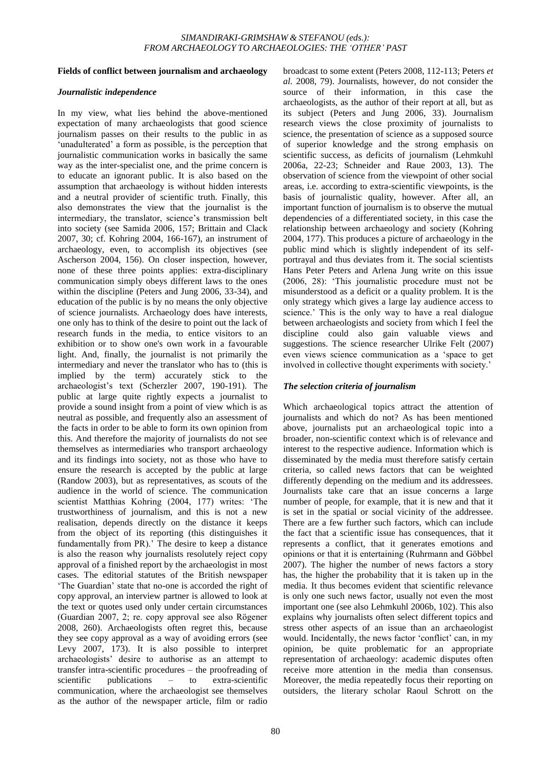### Fields of conflict between journalism and archaeology

#### *Journalistic independence*

In my view, what lies behind the above-mentioned expectation of many archaeologists that good science journalism passes on their results to the public in as 'unadulterated' a form as possible, is the perception that journalistic communication works in basically the same way as the inter-specialist one, and the prime concern is to educate an ignorant public. It is also based on the assumption that archaeology is without hidden interests and a neutral provider of scientific truth. Finally, this also demonstrates the view that the journalist is the intermediary, the translator, science's transmission belt into society (see Samida 2006, 157; Brittain and Clack 2007, 30; cf. Kohring 2004, 166-167), an instrument of archaeology, even, to accomplish its objectives (see Ascherson 2004, 156). On closer inspection, however, none of these three points applies: extra-disciplinary communication simply obeys different laws to the ones within the discipline (Peters and Jung 2006, 33-34), and education of the public is by no means the only objective of science journalists. Archaeology does have interests, one only has to think of the desire to point out the lack of research funds in the media, to entice visitors to an exhibition or to show one's own work in a favourable light. And, finally, the journalist is not primarily the intermediary and never the translator who has to (this is implied by the term) accurately stick to the archaeologist's text (Scherzler 2007, 190-191). The public at large quite rightly expects a journalist to provide a sound insight from a point of view which is as neutral as possible, and frequently also an assessment of the facts in order to be able to form its own opinion from this. And therefore the majority of journalists do not see themselves as intermediaries who transport archaeology and its findings into society, not as those who have to ensure the research is accepted by the public at large (Randow 2003), but as representatives, as scouts of the audience in the world of science. The communication scientist Matthias Kohring (2004, 177) writes: 'The trustworthiness of journalism, and this is not a new realisation, depends directly on the distance it keeps from the object of its reporting (this distinguishes it fundamentally from PR).' The desire to keep a distance is also the reason why journalists resolutely reject copy approval of a finished report by the archaeologist in most cases. The editorial statutes of the British newspaper 'The Guardian' state that no-one is accorded the right of copy approval, an interview partner is allowed to look at the text or quotes used only under certain circumstances (Guardian 2007, 2; re. copy approval see also Rögener 2008, 260). Archaeologists often regret this, because they see copy approval as a way of avoiding errors (see Levy 2007, 173). It is also possible to interpret archaeologists' desire to authorise as an attempt to transfer intra-scientific procedures – the proofreading of scientific publications – to extra-scientific communication, where the archaeologist see themselves as the author of the newspaper article, film or radio broadcast to some extent (Peters 2008, 112-113; Peters *et al.* 2008, 79). Journalists, however, do not consider the source of their information, in this case the archaeologists, as the author of their report at all, but as its subject (Peters and Jung 2006, 33). Journalism research views the close proximity of journalists to science, the presentation of science as a supposed source of superior knowledge and the strong emphasis on scientific success, as deficits of journalism (Lehmkuhl 2006a, 22-23; Schneider and Raue 2003, 13). The observation of science from the viewpoint of other social areas, i.e. according to extra-scientific viewpoints, is the basis of journalistic quality, however. After all, an important function of journalism is to observe the mutual dependencies of a differentiated society, in this case the relationship between archaeology and society (Kohring 2004, 177). This produces a picture of archaeology in the public mind which is slightly independent of its self-portrayal and thus deviates from it. The social scientists Hans Peter Peters and Arlena Jung write on this issue (2006, 28): 'This journalistic procedure must not be misunderstood as a deficit or a quality problem. It is the only strategy which gives a large lay audience access to science.' This is the only way to have a real dialogue between archaeologists and society from which I feel the discipline could also gain valuable views and suggestions. The science researcher Ulrike Felt (2007) even views science communication as a 'space to get involved in collective thought experiments with society.'

#### *The selection criteria of journalism*

Which archaeological topics attract the attention of journalists and which do not? As has been mentioned above, journalists put an archaeological topic into a broader, non-scientific context which is of relevance and interest to the respective audience. Information which is disseminated by the media must therefore satisfy certain criteria, so called news factors that can be weighted differently depending on the medium and its addressees. Journalists take care that an issue concerns a large number of people, for example, that it is new and that it is set in the spatial or social vicinity of the addressee. There are a few further such factors, which can include the fact that a scientific issue has consequences, that it represents a conflict, that it generates emotions and opinions or that it is entertaining (Ruhrmann and Göbbel 2007). The higher the number of news factors a story has, the higher the probability that it is taken up in the media. It thus becomes evident that scientific relevance is only one such news factor, usually not even the most important one (see also Lehmkuhl 2006b, 102). This also explains why journalists often select different topics and stress other aspects of an issue than an archaeologist would. Incidentally, the news factor 'conflict' can, in my opinion, be quite problematic for an appropriate representation of archaeology: academic disputes often receive more attention in the media than consensus. Moreover, the media repeatedly focus their reporting on outsiders, the literary scholar Raoul Schrott on the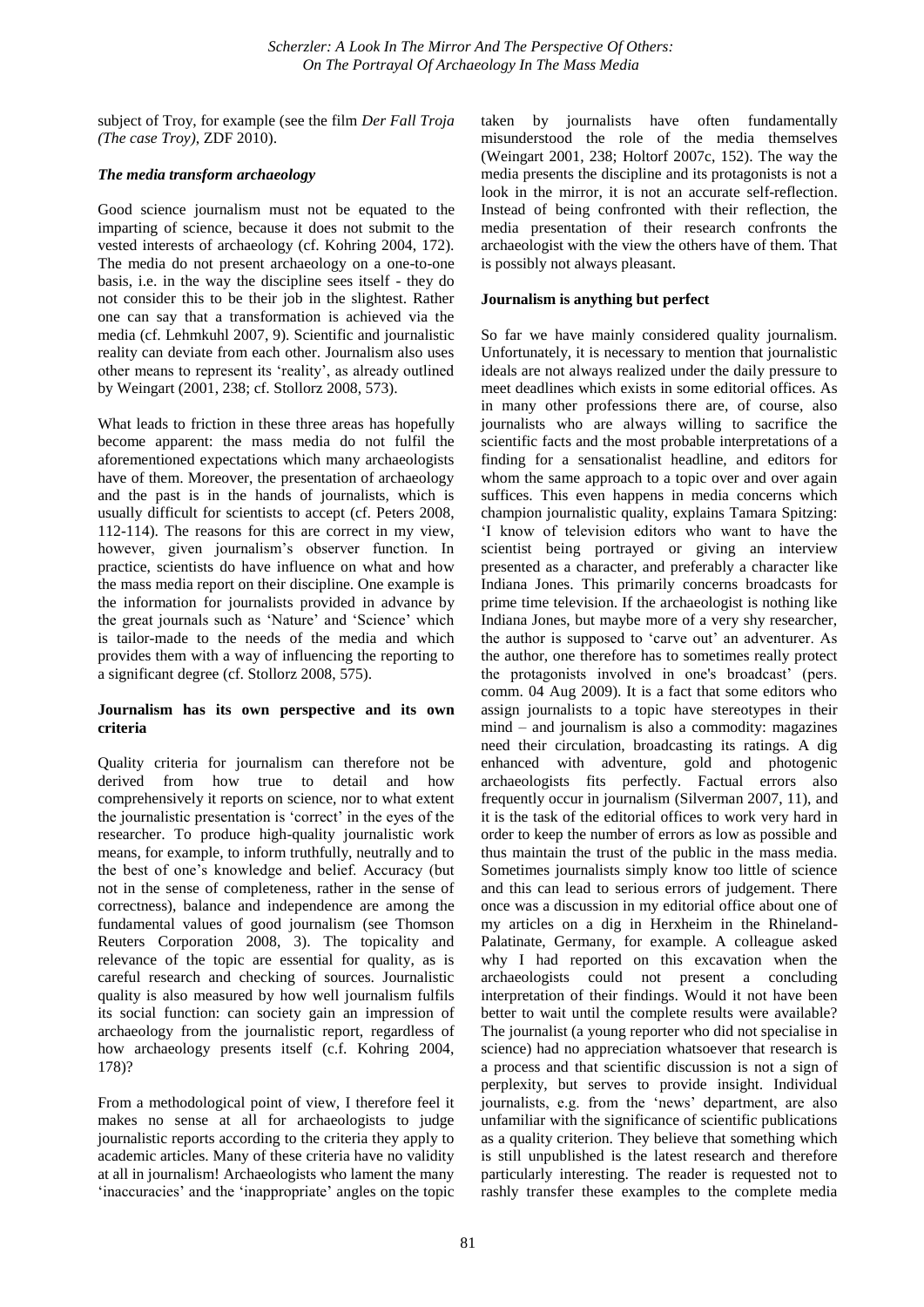subject of Troy, for example (see the film *Der Fall Troja (The case Troy)*, ZDF 2010).

### *The media transform archaeology*

Good science journalism must not be equated to the imparting of science, because it does not submit to the vested interests of archaeology (cf. Kohring 2004, 172). The media do not present archaeology on a one-to-one basis, i.e. in the way the discipline sees itself - they do not consider this to be their job in the slightest. Rather one can say that a transformation is achieved via the media (cf. Lehmkuhl 2007, 9). Scientific and journalistic reality can deviate from each other. Journalism also uses other means to represent its 'reality', as already outlined by Weingart (2001, 238; cf. Stollorz 2008, 573).

What leads to friction in these three areas has hopefully become apparent: the mass media do not fulfil the aforementioned expectations which many archaeologists have of them. Moreover, the presentation of archaeology and the past is in the hands of journalists, which is usually difficult for scientists to accept (cf. Peters 2008, 112-114). The reasons for this are correct in my view, however, given journalism's observer function. In practice, scientists do have influence on what and how the mass media report on their discipline. One example is the information for journalists provided in advance by the great journals such as 'Nature' and 'Science' which is tailor-made to the needs of the media and which provides them with a way of influencing the reporting to a significant degree (cf. Stollorz 2008, 575).

## **Journalism has its own perspective and its own criteria**

Quality criteria for journalism can therefore not be derived from how true to detail and how comprehensively it reports on science, nor to what extent the journalistic presentation is 'correct' in the eyes of the researcher. To produce high-quality journalistic work means, for example, to inform truthfully, neutrally and to the best of one's knowledge and belief. Accuracy (but not in the sense of completeness, rather in the sense of correctness), balance and independence are among the fundamental values of good journalism (see Thomson Reuters Corporation 2008, 3). The topicality and relevance of the topic are essential for quality, as is careful research and checking of sources. Journalistic quality is also measured by how well journalism fulfils its social function: can society gain an impression of archaeology from the journalistic report, regardless of how archaeology presents itself (c.f. Kohring 2004, 178)?

From a methodological point of view, I therefore feel it makes no sense at all for archaeologists to judge journalistic reports according to the criteria they apply to academic articles. Many of these criteria have no validity at all in journalism! Archaeologists who lament the many 'inaccuracies' and the 'inappropriate' angles on the topic taken by journalists have often fundamentally misunderstood the role of the media themselves (Weingart 2001, 238; Holtorf 2007c, 152). The way the media presents the discipline and its protagonists is not a look in the mirror, it is not an accurate self-reflection. Instead of being confronted with their reflection, the media presentation of their research confronts the archaeologist with the view the others have of them. That is possibly not always pleasant.

## **Journalism is anything but perfect**

So far we have mainly considered quality journalism. Unfortunately, it is necessary to mention that journalistic ideals are not always realized under the daily pressure to meet deadlines which exists in some editorial offices. As in many other professions there are, of course, also journalists who are always willing to sacrifice the scientific facts and the most probable interpretations of a finding for a sensationalist headline, and editors for whom the same approach to a topic over and over again suffices. This even happens in media concerns which champion journalistic quality, explains Tamara Spitzing: 'I know of television editors who want to have the scientist being portrayed or giving an interview presented as a character, and preferably a character like Indiana Jones. This primarily concerns broadcasts for prime time television. If the archaeologist is nothing like Indiana Jones, but maybe more of a very shy researcher, the author is supposed to 'carve out' an adventurer. As the author, one therefore has to sometimes really protect the protagonists involved in one's broadcast' (pers. comm. 04 Aug 2009). It is a fact that some editors who assign journalists to a topic have stereotypes in their mind – and journalism is also a commodity: magazines need their circulation, broadcasting its ratings. A dig enhanced with adventure, gold and photogenic archaeologists fits perfectly. Factual errors also frequently occur in journalism (Silverman 2007, 11), and it is the task of the editorial offices to work very hard in order to keep the number of errors as low as possible and thus maintain the trust of the public in the mass media. Sometimes journalists simply know too little of science and this can lead to serious errors of judgement. There once was a discussion in my editorial office about one of my articles on a dig in Herxheim in the Rhineland-Palatinate, Germany, for example. A colleague asked why I had reported on this excavation when the archaeologists could not present a concluding interpretation of their findings. Would it not have been better to wait until the complete results were available? The journalist (a young reporter who did not specialise in science) had no appreciation whatsoever that research is a process and that scientific discussion is not a sign of perplexity, but serves to provide insight. Individual journalists, e.g. from the 'news' department, are also unfamiliar with the significance of scientific publications as a quality criterion. They believe that something which is still unpublished is the latest research and therefore particularly interesting. The reader is requested not to rashly transfer these examples to the complete media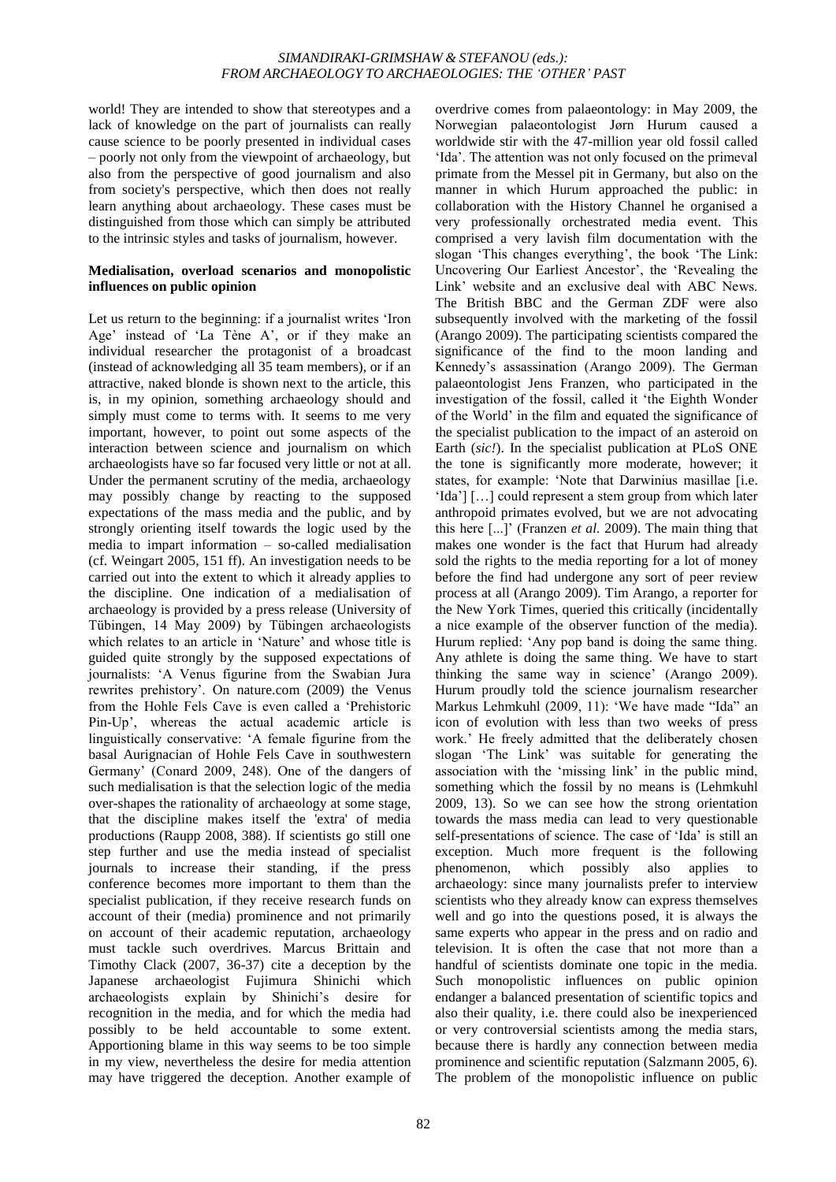world! They are intended to show that stereotypes and a lack of knowledge on the part of journalists can really cause science to be poorly presented in individual cases – poorly not only from the viewpoint of archaeology, but also from the perspective of good journalism and also from society's perspective, which then does not really learn anything about archaeology. These cases must be distinguished from those which can simply be attributed to the intrinsic styles and tasks of journalism, however.

**Medialisation, overload scenarios and monopolistic influences on public opinion**

Let us return to the beginning: if a journalist writes 'Iron Age' instead of 'La Tène A', or if they make an individual researcher the protagonist of a broadcast (instead of acknowledging all 35 team members), or if an attractive, naked blonde is shown next to the article, this is, in my opinion, something archaeology should and simply must come to terms with. It seems to me very important, however, to point out some aspects of the interaction between science and journalism on which archaeologists have so far focused very little or not at all. Under the permanent scrutiny of the media, archaeology may possibly change by reacting to the supposed expectations of the mass media and the public, and by strongly orienting itself towards the logic used by the media to impart information – so-called medialisation (cf. Weingart 2005, 151 ff). An investigation needs to be carried out into the extent to which it already applies to the discipline. One indication of a medialisation of archaeology is provided by a press release (University of Tübingen, 14 May 2009) by Tübingen archaeologists which relates to an article in 'Nature' and whose title is guided quite strongly by the supposed expectations of journalists: 'A Venus figurine from the Swabian Jura rewrites prehistory'. On nature.com (2009) the Venus from the Hohle Fels Cave is even called a 'Prehistoric Pin-Up', whereas the actual academic article is linguistically conservative: 'A female figurine from the basal Aurignacian of Hohle Fels Cave in southwestern Germany' (Conard 2009, 248). One of the dangers of such medialisation is that the selection logic of the media over-shapes the rationality of archaeology at some stage, that the discipline makes itself the 'extra' of media productions (Raupp 2008, 388). If scientists go still one step further and use the media instead of specialist journals to increase their standing, if the press conference becomes more important to them than the specialist publication, if they receive research funds on account of their (media) prominence and not primarily on account of their academic reputation, archaeology must tackle such overdrives. Marcus Brittain and Timothy Clack (2007, 36-37) cite a deception by the Japanese archaeologist Fujimura Shinichi which archaeologists explain by Shinichi's desire for recognition in the media, and for which the media had possibly to be held accountable to some extent. Apportioning blame in this way seems to be too simple in my view, nevertheless the desire for media attention may have triggered the deception. Another example of overdrive comes from palaeontology: in May 2009, the Norwegian palaeontologist Jørn Hurum caused a worldwide stir with the 47-million year old fossil called 'Ida'. The attention was not only focused on the primeval primate from the Messel pit in Germany, but also on the manner in which Hurum approached the public: in collaboration with the History Channel he organised a very professionally orchestrated media event. This comprised a very lavish film documentation with the slogan 'This changes everything', the book 'The Link: Uncovering Our Earliest Ancestor', the 'Revealing the Link' website and an exclusive deal with ABC News. The British BBC and the German ZDF were also subsequently involved with the marketing of the fossil (Arango 2009). The participating scientists compared the significance of the find to the moon landing and Kennedy's assassination (Arango 2009). The German palaeontologist Jens Franzen, who participated in the investigation of the fossil, called it 'the Eighth Wonder of the World' in the film and equated the significance of the specialist publication to the impact of an asteroid on Earth (*sic!*). In the specialist publication at PLoS ONE the tone is significantly more moderate, however; it states, for example: 'Note that Darwinius masillae [i.e. 'Ida'] […] could represent a stem group from which later anthropoid primates evolved, but we are not advocating this here [...]' (Franzen *et al.* 2009). The main thing that makes one wonder is the fact that Hurum had already sold the rights to the media reporting for a lot of money before the find had undergone any sort of peer review process at all (Arango 2009). Tim Arango, a reporter for the New York Times, queried this critically (incidentally a nice example of the observer function of the media). Hurum replied: 'Any pop band is doing the same thing. Any athlete is doing the same thing. We have to start thinking the same way in science' (Arango 2009). Hurum proudly told the science journalism researcher Markus Lehmkuhl (2009, 11): 'We have made "Ida" an icon of evolution with less than two weeks of press work.' He freely admitted that the deliberately chosen slogan 'The Link' was suitable for generating the association with the 'missing link' in the public mind, something which the fossil by no means is (Lehmkuhl 2009, 13). So we can see how the strong orientation towards the mass media can lead to very questionable self-presentations of science. The case of 'Ida' is still an exception. Much more frequent is the following phenomenon, which possibly also applies to archaeology: since many journalists prefer to interview scientists who they already know can express themselves well and go into the questions posed, it is always the same experts who appear in the press and on radio and television. It is often the case that not more than a handful of scientists dominate one topic in the media. Such monopolistic influences on public opinion endanger a balanced presentation of scientific topics and also their quality, i.e. there could also be inexperienced or very controversial scientists among the media stars, because there is hardly any connection between media prominence and scientific reputation (Salzmann 2005, 6). The problem of the monopolistic influence on public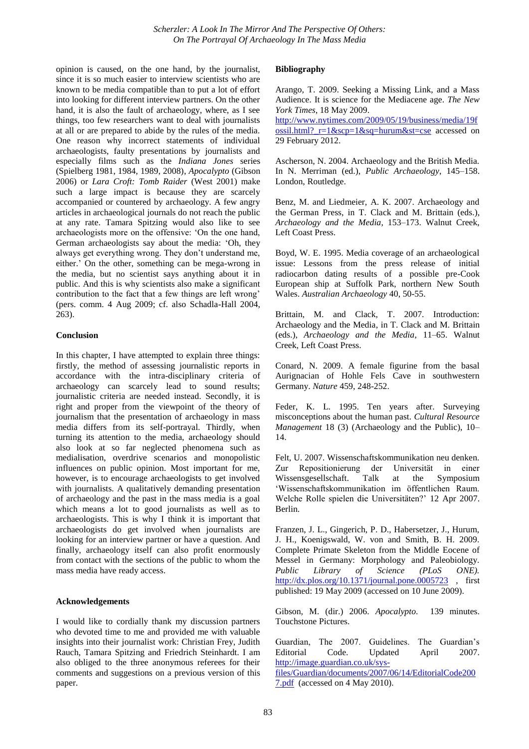opinion is caused, on the one hand, by the journalist, since it is so much easier to interview scientists who are known to be media compatible than to put a lot of effort into looking for different interview partners. On the other hand, it is also the fault of archaeology, where, as I see things, too few researchers want to deal with journalists at all or are prepared to abide by the rules of the media. One reason why incorrect statements of individual archaeologists, faulty presentations by journalists and especially films such as the *Indiana Jones* series (Spielberg 1981, 1984, 1989, 2008), *Apocalypto* (Gibson 2006) or *Lara Croft: Tomb Raider* (West 2001) make such a large impact is because they are scarcely accompanied or countered by archaeology. A few angry articles in archaeological journals do not reach the public at any rate. Tamara Spitzing would also like to see archaeologists more on the offensive: 'On the one hand, German archaeologists say about the media: 'Oh, they always get everything wrong. They don't understand me, either.' On the other, something can be mega-wrong in the media, but no scientist says anything about it in public. And this is why scientists also make a significant contribution to the fact that a few things are left wrong' (pers. comm. 4 Aug 2009; cf. also Schadla-Hall 2004, 263).

**Conclusion**

In this chapter, I have attempted to explain three things: firstly, the method of assessing journalistic reports in accordance with the intra-disciplinary criteria of archaeology can scarcely lead to sound results; journalistic criteria are needed instead. Secondly, it is right and proper from the viewpoint of the theory of journalism that the presentation of archaeology in mass media differs from its self-portrayal. Thirdly, when turning its attention to the media, archaeology should also look at so far neglected phenomena such as medialisation, overdrive scenarios and monopolistic influences on public opinion. Most important for me, however, is to encourage archaeologists to get involved with journalists. A qualitatively demanding presentation of archaeology and the past in the mass media is a goal which means a lot to good journalists as well as to archaeologists. This is why I think it is important that archaeologists do get involved when journalists are looking for an interview partner or have a question. And finally, archaeology itself can also profit enormously from contact with the sections of the public to whom the mass media have ready access.

**Acknowledgements**

I would like to cordially thank my discussion partners who devoted time to me and provided me with valuable insights into their journalist work: Christian Frey, Judith Rauch, Tamara Spitzing and Friedrich Steinhardt. I am also obliged to the three anonymous referees for their comments and suggestions on a previous version of this paper.

**Bibliography**

Arango, T. 2009. Seeking a Missing Link, and a Mass Audience. It is science for the Mediacene age. *The New York Times*, 18 May 2009. http://www.nytimes.com/2009/05/19/business/media/19fossil.html?_r=1&scp=1&sq=hurum&st=cse accessed on 29 February 2012.

Ascherson, N. 2004. Archaeology and the British Media. In N. Merriman (ed.), *Public Archaeology*, 145–158. London, Routledge.

Benz, M. and Liedmeier, A. K. 2007. Archaeology and the German Press, in T. Clack and M. Brittain (eds.), *Archaeology and the Media*, 153–173. Walnut Creek, Left Coast Press.

Boyd, W. E. 1995. Media coverage of an archaeological issue: Lessons from the press release of initial radiocarbon dating results of a possible pre-Cook European ship at Suffolk Park, northern New South Wales. *Australian Archaeology* 40, 50-55.

Brittain, M. and Clack, T. 2007. Introduction: Archaeology and the Media, in T. Clack and M. Brittain (eds.), *Archaeology and the Media*, 11–65. Walnut Creek, Left Coast Press.

Conard, N. 2009. A female figurine from the basal Aurignacian of Hohle Fels Cave in southwestern Germany. *Nature* 459, 248-252.

Feder, K. L. 1995. Ten years after. Surveying misconceptions about the human past. *Cultural Resource Management* 18 (3) (Archaeology and the Public), 10–14.

Felt, U. 2007. Wissenschaftskommunikation neu denken. Zur Repositionierung der Universität in einer Wissensgesellschaft. Talk at the Symposium 'Wissenschaftskommunikation im öffentlichen Raum. Welche Rolle spielen die Universitäten?' 12 Apr 2007. Berlin.

Franzen, J. L., Gingerich, P. D., Habersetzer, J., Hurum, J. H., Koenigswald, W. von and Smith, B. H. 2009. Complete Primate Skeleton from the Middle Eocene of Messel in Germany: Morphology and Paleobiology. *Public Library of Science (PLoS ONE).* http://dx.plos.org/10.1371/journal.pone.0005723 , first published: 19 May 2009 (accessed on 10 June 2009).

Gibson, M. (dir.) 2006. *Apocalypto*. 139 minutes. Touchstone Pictures.

Guardian, The 2007. Guidelines. The Guardian's Editorial Code. Updated April 2007. http://image.guardian.co.uk/sys-files/Guardian/documents/2007/06/14/EditorialCode2007.pdf (accessed on 4 May 2010).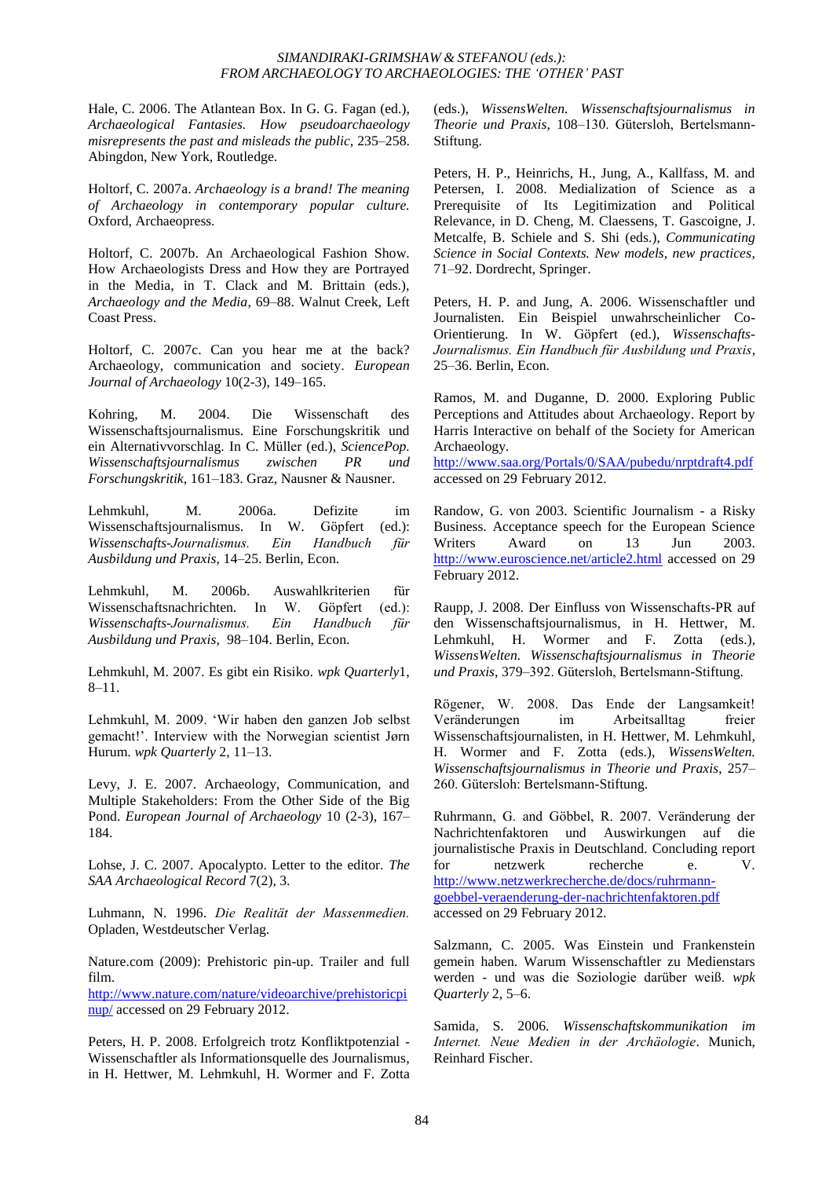Hale, C. 2006. The Atlantean Box. In G. G. Fagan (ed.), *Archaeological Fantasies. How pseudoarchaeology misrepresents the past and misleads the public*, 235–258. Abingdon, New York, Routledge.

Holtorf, C. 2007a. *Archaeology is a brand! The meaning of Archaeology in contemporary popular culture.* Oxford, Archaeopress.

Holtorf, C. 2007b. An Archaeological Fashion Show. How Archaeologists Dress and How they are Portrayed in the Media, in T. Clack and M. Brittain (eds.), *Archaeology and the Media*, 69–88. Walnut Creek, Left Coast Press.

Holtorf, C. 2007c. Can you hear me at the back? Archaeology, communication and society. *European Journal of Archaeology* 10(2-3), 149–165.

Kohring, M. 2004. Die Wissenschaft des Wissenschaftsjournalismus. Eine Forschungskritik und ein Alternativvorschlag. In C. Müller (ed.), *SciencePop. Wissenschaftsjournalismus zwischen PR und Forschungskritik*, 161–183. Graz, Nausner & Nausner.

Lehmkuhl, M. 2006a. Defizite im Wissenschaftsjournalismus. In W. Göpfert (ed.): *Wissenschafts-Journalismus. Ein Handbuch für Ausbildung und Praxis*, 14–25. Berlin, Econ.

Lehmkuhl, M. 2006b. Auswahlkriterien für Wissenschaftsnachrichten. In W. Göpfert (ed.): *Wissenschafts-Journalismus. Ein Handbuch für Ausbildung und Praxis*, 98–104. Berlin, Econ.

Lehmkuhl, M. 2007. Es gibt ein Risiko. *wpk Quarterly*1, 8–11.

Lehmkuhl, M. 2009. 'Wir haben den ganzen Job selbst gemacht!'. Interview with the Norwegian scientist Jørn Hurum. *wpk Quarterly* 2, 11–13.

Levy, J. E. 2007. Archaeology, Communication, and Multiple Stakeholders: From the Other Side of the Big Pond. *European Journal of Archaeology* 10 (2-3), 167–184.

Lohse, J. C. 2007. Apocalypto. Letter to the editor. *The SAA Archaeological Record* 7(2), 3.

Luhmann, N. 1996. *Die Realität der Massenmedien.* Opladen, Westdeutscher Verlag.

Nature.com (2009): Prehistoric pin-up. Trailer and full film. http://www.nature.com/nature/videoarchive/prehistoricpinup/ accessed on 29 February 2012.

Peters, H. P. 2008. Erfolgreich trotz Konfliktpotenzial - Wissenschaftler als Informationsquelle des Journalismus, in H. Hettwer, M. Lehmkuhl, H. Wormer and F. Zotta (eds.), *WissensWelten. Wissenschaftsjournalismus in Theorie und Praxis*, 108–130. Gütersloh, Bertelsmann-Stiftung.

Peters, H. P., Heinrichs, H., Jung, A., Kallfass, M. and Petersen, I. 2008. Medialization of Science as a Prerequisite of Its Legitimization and Political Relevance, in D. Cheng, M. Claessens, T. Gascoigne, J. Metcalfe, B. Schiele and S. Shi (eds.), *Communicating Science in Social Contexts. New models, new practices*, 71–92. Dordrecht, Springer.

Peters, H. P. and Jung, A. 2006. Wissenschaftler und Journalisten. Ein Beispiel unwahrscheinlicher Co-Orientierung. In W. Göpfert (ed.), *Wissenschafts-Journalismus. Ein Handbuch für Ausbildung und Praxis*, 25–36. Berlin, Econ.

Ramos, M. and Duganne, D. 2000. Exploring Public Perceptions and Attitudes about Archaeology. Report by Harris Interactive on behalf of the Society for American Archaeology. http://www.saa.org/Portals/0/SAA/pubedu/nrptdraft4.pdf accessed on 29 February 2012.

Randow, G. von 2003. Scientific Journalism - a Risky Business. Acceptance speech for the European Science Writers Award on 13 Jun 2003. http://www.euroscience.net/article2.html accessed on 29 February 2012.

Raupp, J. 2008. Der Einfluss von Wissenschafts-PR auf den Wissenschaftsjournalismus, in H. Hettwer, M. Lehmkuhl, H. Wormer and F. Zotta (eds.), *WissensWelten. Wissenschaftsjournalismus in Theorie und Praxis*, 379–392. Gütersloh, Bertelsmann-Stiftung.

Rögener, W. 2008. Das Ende der Langsamkeit! Veränderungen im Arbeitsalltag freier Wissenschaftsjournalisten, in H. Hettwer, M. Lehmkuhl, H. Wormer and F. Zotta (eds.), *WissensWelten. Wissenschaftsjournalismus in Theorie und Praxis*, 257–260. Gütersloh: Bertelsmann-Stiftung.

Ruhrmann, G. and Göbbel, R. 2007. Veränderung der Nachrichtenfaktoren und Auswirkungen auf die journalistische Praxis in Deutschland. Concluding report for netzwerk recherche e. V. http://www.netzwerkrecherche.de/docs/ruhrmann-goebbel-veraenderung-der-nachrichtenfaktoren.pdf accessed on 29 February 2012.

Salzmann, C. 2005. Was Einstein und Frankenstein gemein haben. Warum Wissenschaftler zu Medienstars werden - und was die Soziologie darüber weiß. *wpk Quarterly* 2, 5–6.

Samida, S. 2006. *Wissenschaftskommunikation im Internet. Neue Medien in der Archäologie*. Munich, Reinhard Fischer.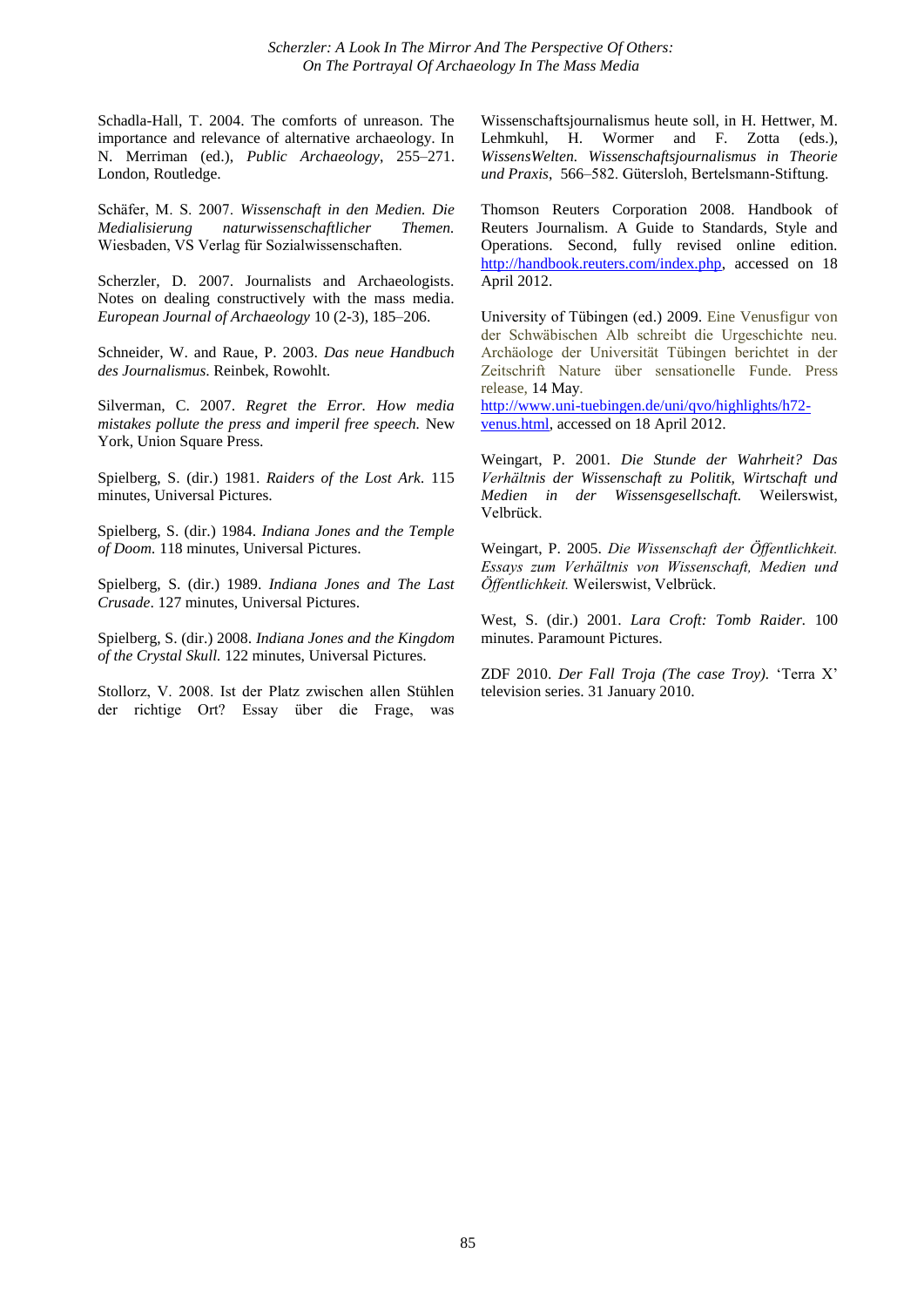Schadla-Hall, T. 2004. The comforts of unreason. The importance and relevance of alternative archaeology. In N. Merriman (ed.), *Public Archaeology*, 255–271. London, Routledge.

Schäfer, M. S. 2007. *Wissenschaft in den Medien. Die Medialisierung naturwissenschaftlicher Themen.* Wiesbaden, VS Verlag für Sozialwissenschaften.

Scherzler, D. 2007. Journalists and Archaeologists. Notes on dealing constructively with the mass media. *European Journal of Archaeology* 10 (2-3), 185–206.

Schneider, W. and Raue, P. 2003. *Das neue Handbuch des Journalismus.* Reinbek, Rowohlt.

Silverman, C. 2007. *Regret the Error. How media mistakes pollute the press and imperil free speech.* New York, Union Square Press.

Spielberg, S. (dir.) 1981. *Raiders of the Lost Ark*. 115 minutes, Universal Pictures.

Spielberg, S. (dir.) 1984. *Indiana Jones and the Temple of Doom.* 118 minutes, Universal Pictures.

Spielberg, S. (dir.) 1989. *Indiana Jones and The Last Crusade*. 127 minutes, Universal Pictures.

Spielberg, S. (dir.) 2008. *Indiana Jones and the Kingdom of the Crystal Skull.* 122 minutes, Universal Pictures.

Stollorz, V. 2008. Ist der Platz zwischen allen Stühlen der richtige Ort? Essay über die Frage, was Wissenschaftsjournalismus heute soll, in H. Hettwer, M. Lehmkuhl, H. Wormer and F. Zotta (eds.), *WissensWelten. Wissenschaftsjournalismus in Theorie und Praxis*, 566–582. Gütersloh, Bertelsmann-Stiftung.

Thomson Reuters Corporation 2008. Handbook of Reuters Journalism. A Guide to Standards, Style and Operations. Second, fully revised online edition. http://handbook.reuters.com/index.php, accessed on 18 April 2012.

University of Tübingen (ed.) 2009. Eine Venusfigur von der Schwäbischen Alb schreibt die Urgeschichte neu. Archäologe der Universität Tübingen berichtet in der Zeitschrift Nature über sensationelle Funde. Press release, 14 May. http://www.uni-tuebingen.de/uni/qvo/highlights/h72-venus.html, accessed on 18 April 2012.

Weingart, P. 2001. *Die Stunde der Wahrheit? Das Verhältnis der Wissenschaft zu Politik, Wirtschaft und Medien in der Wissensgesellschaft.* Weilerswist, Velbrück.

Weingart, P. 2005. *Die Wissenschaft der Öffentlichkeit. Essays zum Verhältnis von Wissenschaft, Medien und Öffentlichkeit.* Weilerswist, Velbrück.

West, S. (dir.) 2001. *Lara Croft: Tomb Raider.* 100 minutes. Paramount Pictures.

ZDF 2010. *Der Fall Troja (The case Troy).* 'Terra X' television series. 31 January 2010.